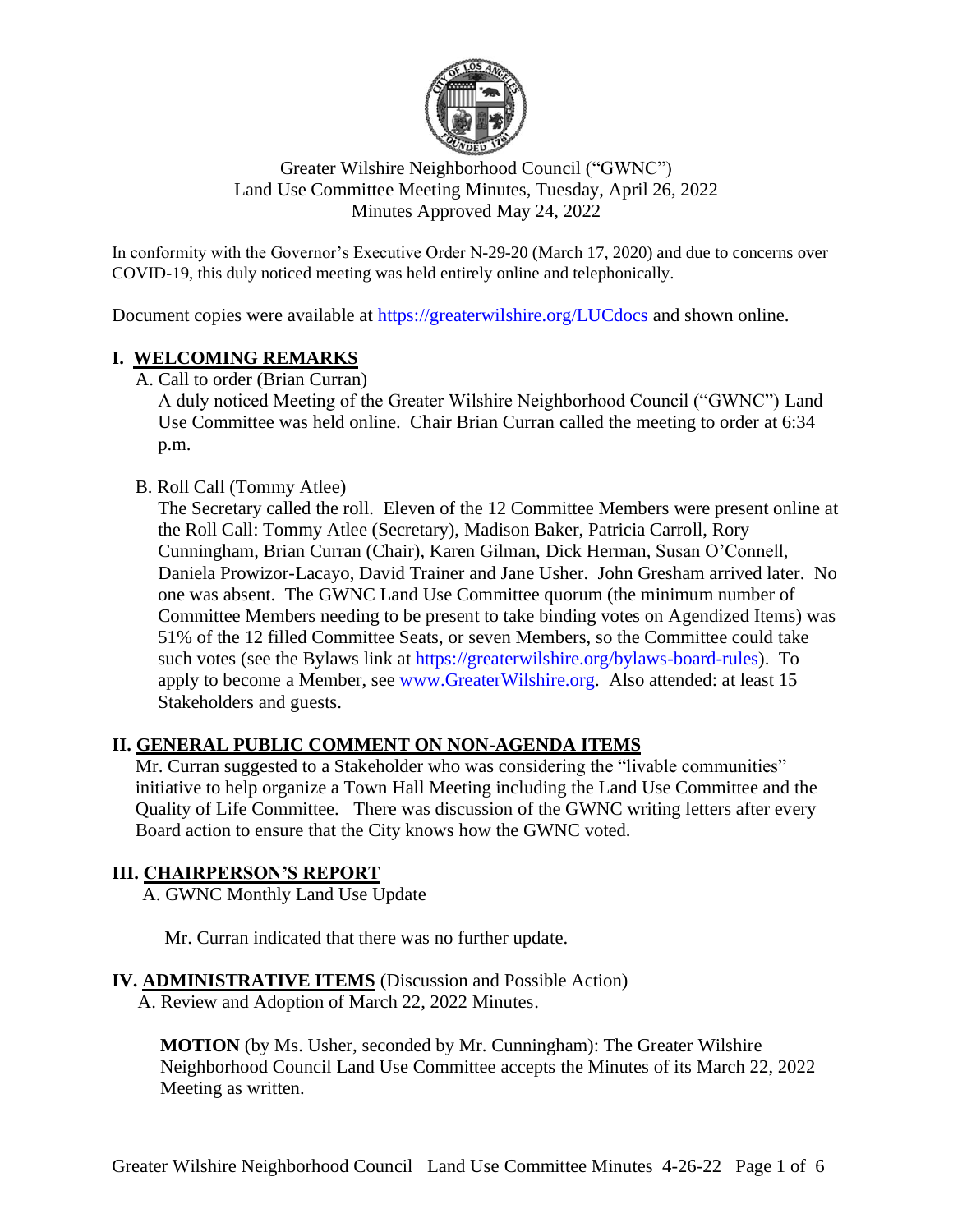Greater Wilshire Neighborhood Council ("GWNC")
Land Use Committee Meeting Minutes, Tuesday, April 26, 2022
Minutes Approved May 24, 2022

In conformity with the Governor's Executive Order N-29-20 (March 17, 2020) and due to concerns over COVID-19, this duly noticed meeting was held entirely online and telephonically.

Document copies were available at https://greaterwilshire.org/LUCdocs and shown online.

## I. WELCOMING REMARKS

A. Call to order (Brian Curran)

A duly noticed Meeting of the Greater Wilshire Neighborhood Council ("GWNC") Land Use Committee was held online. Chair Brian Curran called the meeting to order at 6:34 p.m.

B. Roll Call (Tommy Atlee)

The Secretary called the roll. Eleven of the 12 Committee Members were present online at the Roll Call: Tommy Atlee (Secretary), Madison Baker, Patricia Carroll, Rory Cunningham, Brian Curran (Chair), Karen Gilman, Dick Herman, Susan O'Connell, Daniela Prowizor-Lacayo, David Trainer and Jane Usher. John Gresham arrived later. No one was absent. The GWNC Land Use Committee quorum (the minimum number of Committee Members needing to be present to take binding votes on Agendized Items) was 51% of the 12 filled Committee Seats, or seven Members, so the Committee could take such votes (see the Bylaws link at https://greaterwilshire.org/bylaws-board-rules). To apply to become a Member, see www.GreaterWilshire.org. Also attended: at least 15 Stakeholders and guests.

## II. GENERAL PUBLIC COMMENT ON NON-AGENDA ITEMS

Mr. Curran suggested to a Stakeholder who was considering the "livable communities" initiative to help organize a Town Hall Meeting including the Land Use Committee and the Quality of Life Committee. There was discussion of the GWNC writing letters after every Board action to ensure that the City knows how the GWNC voted.

## III. CHAIRPERSON'S REPORT

A. GWNC Monthly Land Use Update

Mr. Curran indicated that there was no further update.

## IV. ADMINISTRATIVE ITEMS (Discussion and Possible Action)

A. Review and Adoption of March 22, 2022 Minutes.

**MOTION** (by Ms. Usher, seconded by Mr. Cunningham): The Greater Wilshire Neighborhood Council Land Use Committee accepts the Minutes of its March 22, 2022 Meeting as written.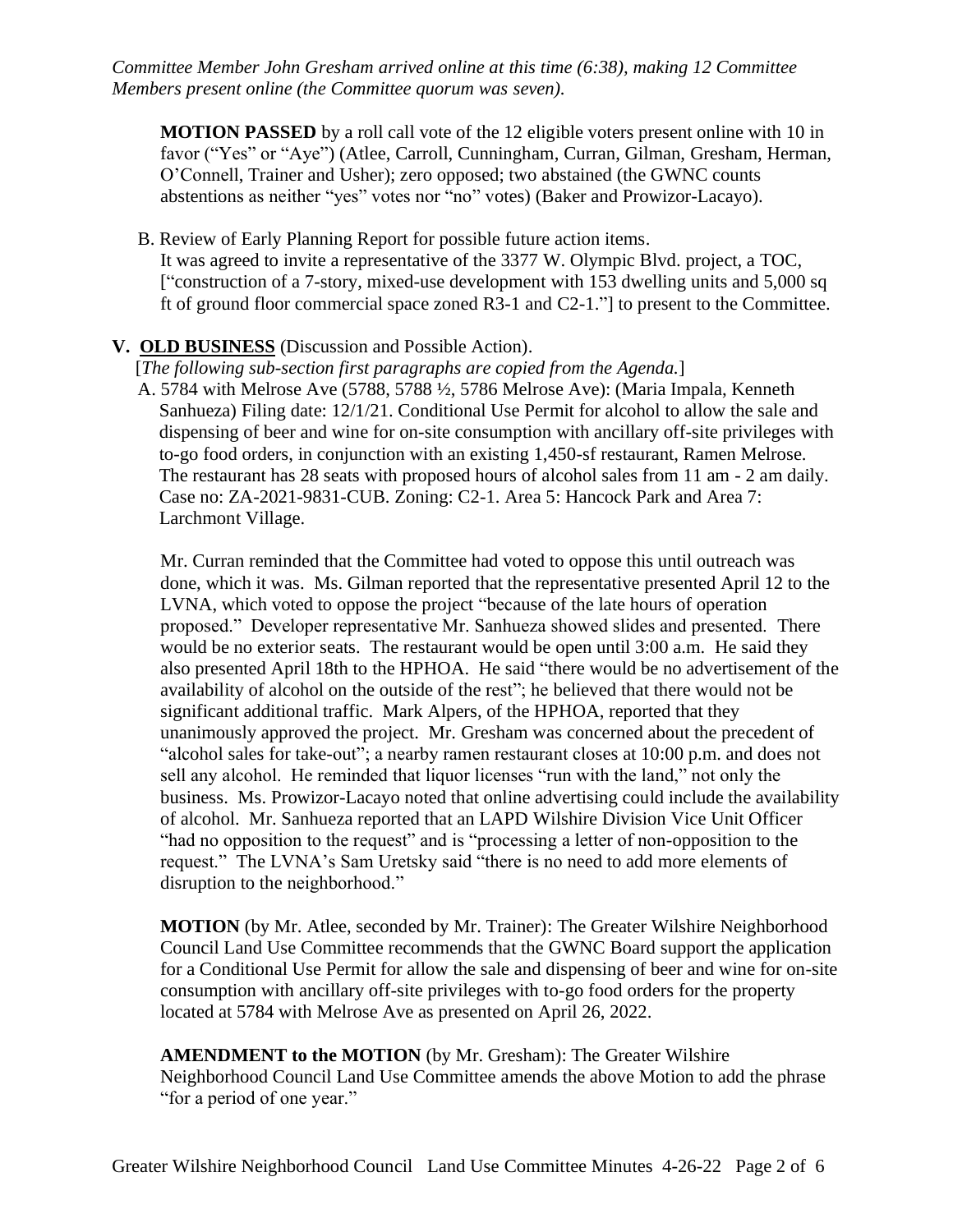*Committee Member John Gresham arrived online at this time (6:38), making 12 Committee Members present online (the Committee quorum was seven).*

**MOTION PASSED** by a roll call vote of the 12 eligible voters present online with 10 in favor ("Yes" or "Aye") (Atlee, Carroll, Cunningham, Curran, Gilman, Gresham, Herman, O'Connell, Trainer and Usher); zero opposed; two abstained (the GWNC counts abstentions as neither "yes" votes nor "no" votes) (Baker and Prowizor-Lacayo).

B. Review of Early Planning Report for possible future action items.
It was agreed to invite a representative of the 3377 W. Olympic Blvd. project, a TOC, ["construction of a 7-story, mixed-use development with 153 dwelling units and 5,000 sq ft of ground floor commercial space zoned R3-1 and C2-1."] to present to the Committee.

## V. OLD BUSINESS (Discussion and Possible Action).

[*The following sub-section first paragraphs are copied from the Agenda.*]

A. 5784 with Melrose Ave (5788, 5788 ½, 5786 Melrose Ave): (Maria Impala, Kenneth Sanhueza) Filing date: 12/1/21. Conditional Use Permit for alcohol to allow the sale and dispensing of beer and wine for on-site consumption with ancillary off-site privileges with to-go food orders, in conjunction with an existing 1,450-sf restaurant, Ramen Melrose. The restaurant has 28 seats with proposed hours of alcohol sales from 11 am - 2 am daily. Case no: ZA-2021-9831-CUB. Zoning: C2-1. Area 5: Hancock Park and Area 7: Larchmont Village.

Mr. Curran reminded that the Committee had voted to oppose this until outreach was done, which it was. Ms. Gilman reported that the representative presented April 12 to the LVNA, which voted to oppose the project "because of the late hours of operation proposed." Developer representative Mr. Sanhueza showed slides and presented. There would be no exterior seats. The restaurant would be open until 3:00 a.m. He said they also presented April 18th to the HPHOA. He said "there would be no advertisement of the availability of alcohol on the outside of the rest"; he believed that there would not be significant additional traffic. Mark Alpers, of the HPHOA, reported that they unanimously approved the project. Mr. Gresham was concerned about the precedent of "alcohol sales for take-out"; a nearby ramen restaurant closes at 10:00 p.m. and does not sell any alcohol. He reminded that liquor licenses "run with the land," not only the business. Ms. Prowizor-Lacayo noted that online advertising could include the availability of alcohol. Mr. Sanhueza reported that an LAPD Wilshire Division Vice Unit Officer "had no opposition to the request" and is "processing a letter of non-opposition to the request." The LVNA's Sam Uretsky said "there is no need to add more elements of disruption to the neighborhood."

**MOTION** (by Mr. Atlee, seconded by Mr. Trainer): The Greater Wilshire Neighborhood Council Land Use Committee recommends that the GWNC Board support the application for a Conditional Use Permit for allow the sale and dispensing of beer and wine for on-site consumption with ancillary off-site privileges with to-go food orders for the property located at 5784 with Melrose Ave as presented on April 26, 2022.

**AMENDMENT to the MOTION** (by Mr. Gresham): The Greater Wilshire Neighborhood Council Land Use Committee amends the above Motion to add the phrase "for a period of one year."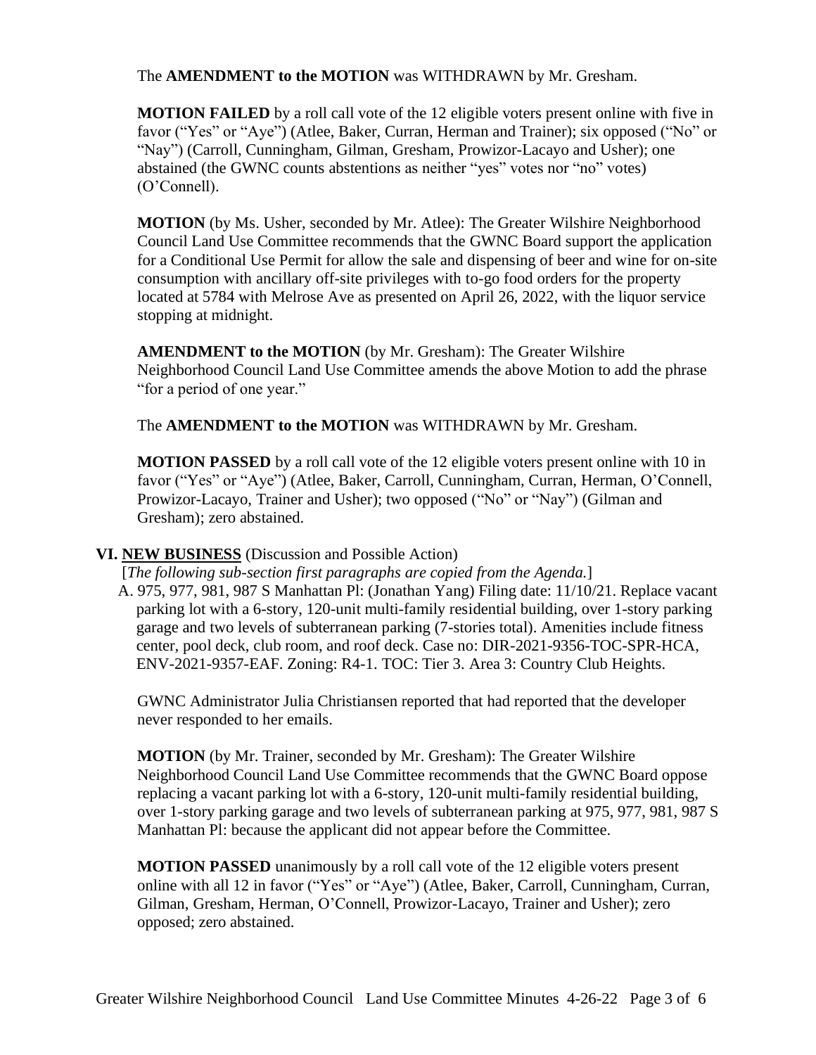The **AMENDMENT to the MOTION** was WITHDRAWN by Mr. Gresham.

**MOTION FAILED** by a roll call vote of the 12 eligible voters present online with five in favor ("Yes" or "Aye") (Atlee, Baker, Curran, Herman and Trainer); six opposed ("No" or "Nay") (Carroll, Cunningham, Gilman, Gresham, Prowizor-Lacayo and Usher); one abstained (the GWNC counts abstentions as neither "yes" votes nor "no" votes) (O'Connell).

**MOTION** (by Ms. Usher, seconded by Mr. Atlee): The Greater Wilshire Neighborhood Council Land Use Committee recommends that the GWNC Board support the application for a Conditional Use Permit for allow the sale and dispensing of beer and wine for on-site consumption with ancillary off-site privileges with to-go food orders for the property located at 5784 with Melrose Ave as presented on April 26, 2022, with the liquor service stopping at midnight.

**AMENDMENT to the MOTION** (by Mr. Gresham): The Greater Wilshire Neighborhood Council Land Use Committee amends the above Motion to add the phrase "for a period of one year."

The **AMENDMENT to the MOTION** was WITHDRAWN by Mr. Gresham.

**MOTION PASSED** by a roll call vote of the 12 eligible voters present online with 10 in favor ("Yes" or "Aye") (Atlee, Baker, Carroll, Cunningham, Curran, Herman, O'Connell, Prowizor-Lacayo, Trainer and Usher); two opposed ("No" or "Nay") (Gilman and Gresham); zero abstained.

## VI. NEW BUSINESS (Discussion and Possible Action)

[*The following sub-section first paragraphs are copied from the Agenda.*]

A. 975, 977, 981, 987 S Manhattan Pl: (Jonathan Yang) Filing date: 11/10/21. Replace vacant parking lot with a 6-story, 120-unit multi-family residential building, over 1-story parking garage and two levels of subterranean parking (7-stories total). Amenities include fitness center, pool deck, club room, and roof deck. Case no: DIR-2021-9356-TOC-SPR-HCA, ENV-2021-9357-EAF. Zoning: R4-1. TOC: Tier 3. Area 3: Country Club Heights.

GWNC Administrator Julia Christiansen reported that had reported that the developer never responded to her emails.

**MOTION** (by Mr. Trainer, seconded by Mr. Gresham): The Greater Wilshire Neighborhood Council Land Use Committee recommends that the GWNC Board oppose replacing a vacant parking lot with a 6-story, 120-unit multi-family residential building, over 1-story parking garage and two levels of subterranean parking at 975, 977, 981, 987 S Manhattan Pl: because the applicant did not appear before the Committee.

**MOTION PASSED** unanimously by a roll call vote of the 12 eligible voters present online with all 12 in favor ("Yes" or "Aye") (Atlee, Baker, Carroll, Cunningham, Curran, Gilman, Gresham, Herman, O'Connell, Prowizor-Lacayo, Trainer and Usher); zero opposed; zero abstained.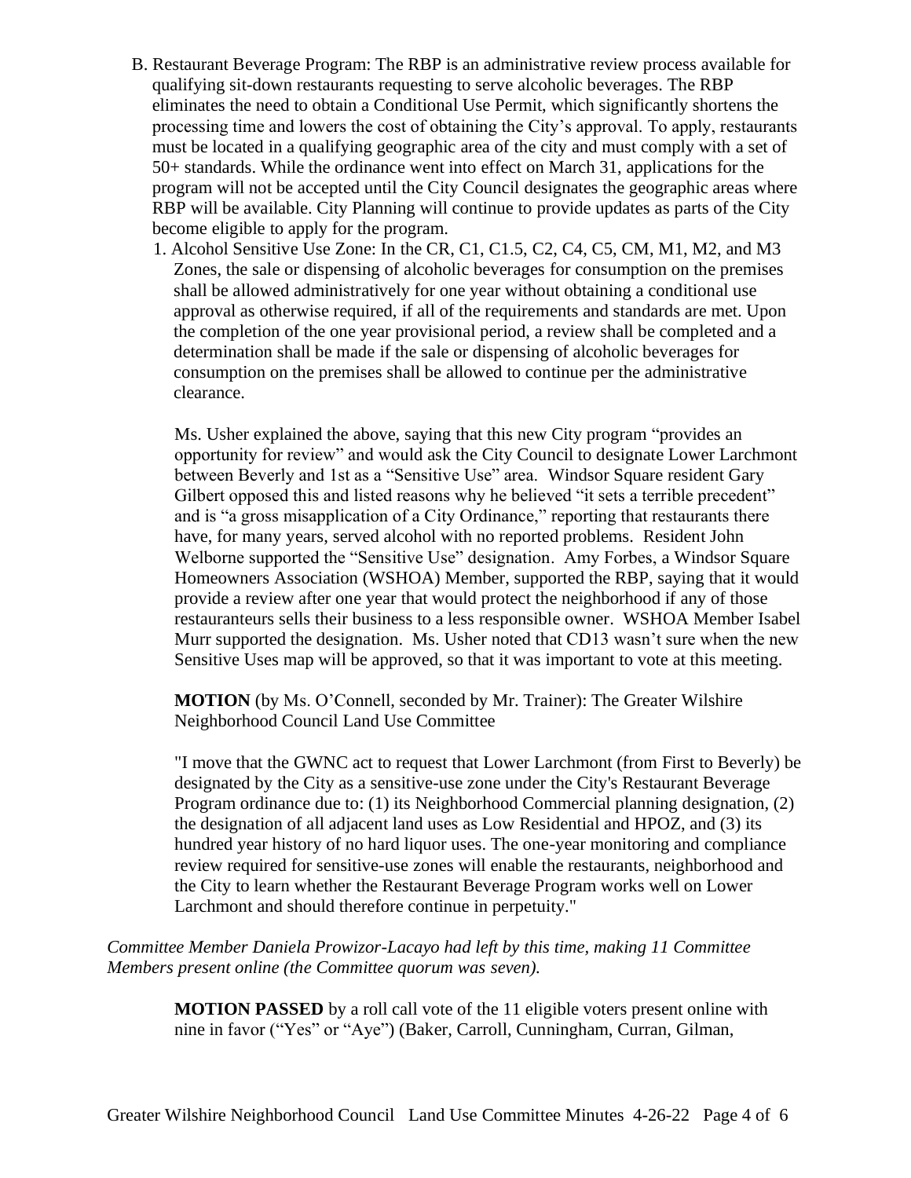B. Restaurant Beverage Program: The RBP is an administrative review process available for qualifying sit-down restaurants requesting to serve alcoholic beverages. The RBP eliminates the need to obtain a Conditional Use Permit, which significantly shortens the processing time and lowers the cost of obtaining the City's approval. To apply, restaurants must be located in a qualifying geographic area of the city and must comply with a set of 50+ standards. While the ordinance went into effect on March 31, applications for the program will not be accepted until the City Council designates the geographic areas where RBP will be available. City Planning will continue to provide updates as parts of the City become eligible to apply for the program.

1. Alcohol Sensitive Use Zone: In the CR, C1, C1.5, C2, C4, C5, CM, M1, M2, and M3 Zones, the sale or dispensing of alcoholic beverages for consumption on the premises shall be allowed administratively for one year without obtaining a conditional use approval as otherwise required, if all of the requirements and standards are met. Upon the completion of the one year provisional period, a review shall be completed and a determination shall be made if the sale or dispensing of alcoholic beverages for consumption on the premises shall be allowed to continue per the administrative clearance.

Ms. Usher explained the above, saying that this new City program "provides an opportunity for review" and would ask the City Council to designate Lower Larchmont between Beverly and 1st as a "Sensitive Use" area. Windsor Square resident Gary Gilbert opposed this and listed reasons why he believed "it sets a terrible precedent" and is "a gross misapplication of a City Ordinance," reporting that restaurants there have, for many years, served alcohol with no reported problems. Resident John Welborne supported the "Sensitive Use" designation. Amy Forbes, a Windsor Square Homeowners Association (WSHOA) Member, supported the RBP, saying that it would provide a review after one year that would protect the neighborhood if any of those restauranteurs sells their business to a less responsible owner. WSHOA Member Isabel Murr supported the designation. Ms. Usher noted that CD13 wasn't sure when the new Sensitive Uses map will be approved, so that it was important to vote at this meeting.

**MOTION** (by Ms. O'Connell, seconded by Mr. Trainer): The Greater Wilshire Neighborhood Council Land Use Committee

"I move that the GWNC act to request that Lower Larchmont (from First to Beverly) be designated by the City as a sensitive-use zone under the City's Restaurant Beverage Program ordinance due to: (1) its Neighborhood Commercial planning designation, (2) the designation of all adjacent land uses as Low Residential and HPOZ, and (3) its hundred year history of no hard liquor uses. The one-year monitoring and compliance review required for sensitive-use zones will enable the restaurants, neighborhood and the City to learn whether the Restaurant Beverage Program works well on Lower Larchmont and should therefore continue in perpetuity."

*Committee Member Daniela Prowizor-Lacayo had left by this time, making 11 Committee Members present online (the Committee quorum was seven).*

**MOTION PASSED** by a roll call vote of the 11 eligible voters present online with nine in favor ("Yes" or "Aye") (Baker, Carroll, Cunningham, Curran, Gilman,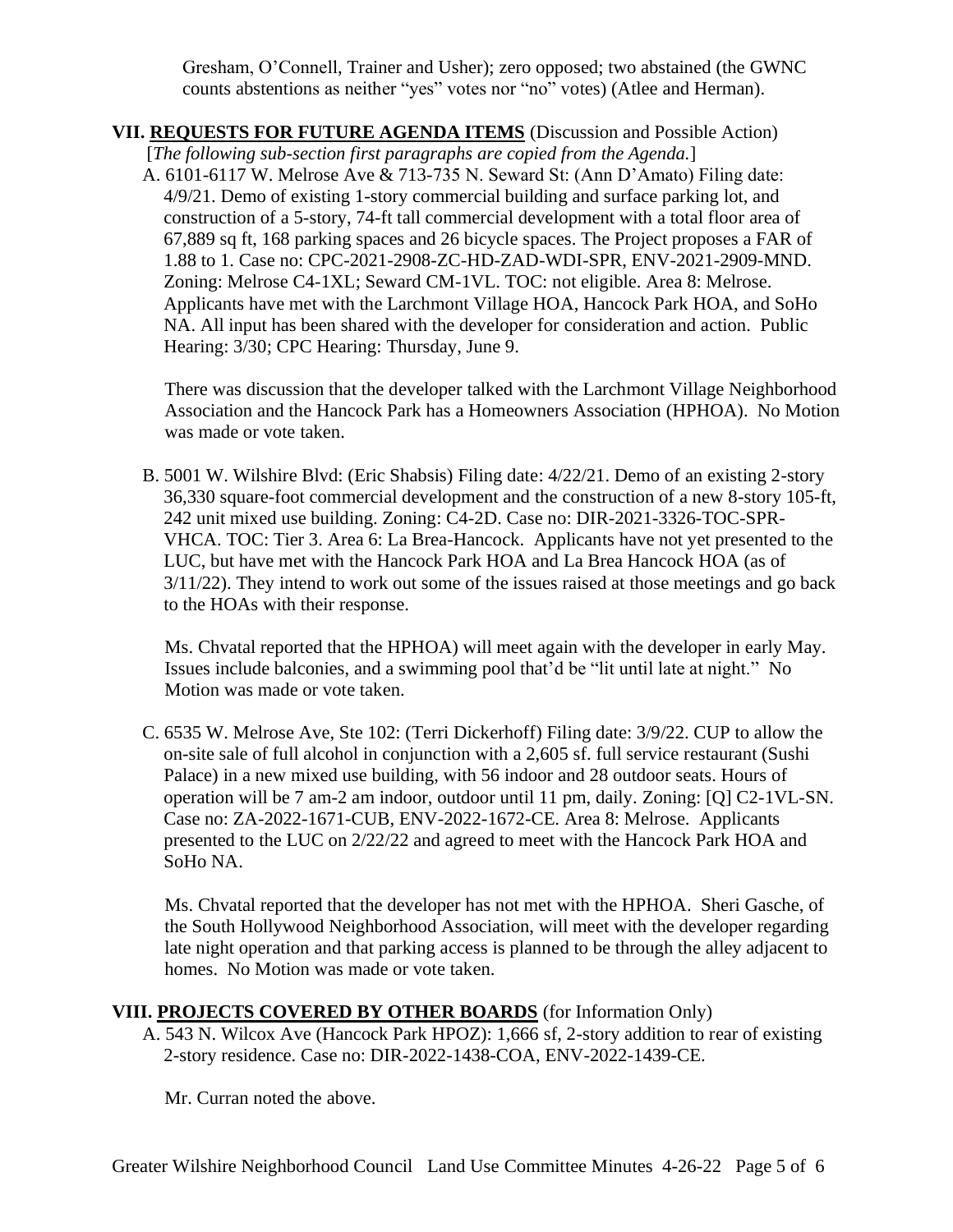Gresham, O'Connell, Trainer and Usher); zero opposed; two abstained (the GWNC counts abstentions as neither "yes" votes nor "no" votes) (Atlee and Herman).

## VII. **REQUESTS FOR FUTURE AGENDA ITEMS** (Discussion and Possible Action)

[*The following sub-section first paragraphs are copied from the Agenda.*]

A. 6101-6117 W. Melrose Ave & 713-735 N. Seward St: (Ann D'Amato) Filing date: 4/9/21. Demo of existing 1-story commercial building and surface parking lot, and construction of a 5-story, 74-ft tall commercial development with a total floor area of 67,889 sq ft, 168 parking spaces and 26 bicycle spaces. The Project proposes a FAR of 1.88 to 1. Case no: CPC-2021-2908-ZC-HD-ZAD-WDI-SPR, ENV-2021-2909-MND. Zoning: Melrose C4-1XL; Seward CM-1VL. TOC: not eligible. Area 8: Melrose. Applicants have met with the Larchmont Village HOA, Hancock Park HOA, and SoHo NA. All input has been shared with the developer for consideration and action. Public Hearing: 3/30; CPC Hearing: Thursday, June 9.

There was discussion that the developer talked with the Larchmont Village Neighborhood Association and the Hancock Park has a Homeowners Association (HPHOA). No Motion was made or vote taken.

B. 5001 W. Wilshire Blvd: (Eric Shabsis) Filing date: 4/22/21. Demo of an existing 2-story 36,330 square-foot commercial development and the construction of a new 8-story 105-ft, 242 unit mixed use building. Zoning: C4-2D. Case no: DIR-2021-3326-TOC-SPR-VHCA. TOC: Tier 3. Area 6: La Brea-Hancock. Applicants have not yet presented to the LUC, but have met with the Hancock Park HOA and La Brea Hancock HOA (as of 3/11/22). They intend to work out some of the issues raised at those meetings and go back to the HOAs with their response.

Ms. Chvatal reported that the HPHOA) will meet again with the developer in early May. Issues include balconies, and a swimming pool that'd be "lit until late at night." No Motion was made or vote taken.

C. 6535 W. Melrose Ave, Ste 102: (Terri Dickerhoff) Filing date: 3/9/22. CUP to allow the on-site sale of full alcohol in conjunction with a 2,605 sf. full service restaurant (Sushi Palace) in a new mixed use building, with 56 indoor and 28 outdoor seats. Hours of operation will be 7 am-2 am indoor, outdoor until 11 pm, daily. Zoning: [Q] C2-1VL-SN. Case no: ZA-2022-1671-CUB, ENV-2022-1672-CE. Area 8: Melrose. Applicants presented to the LUC on 2/22/22 and agreed to meet with the Hancock Park HOA and SoHo NA.

Ms. Chvatal reported that the developer has not met with the HPHOA. Sheri Gasche, of the South Hollywood Neighborhood Association, will meet with the developer regarding late night operation and that parking access is planned to be through the alley adjacent to homes. No Motion was made or vote taken.

## VIII. **PROJECTS COVERED BY OTHER BOARDS** (for Information Only)

A. 543 N. Wilcox Ave (Hancock Park HPOZ): 1,666 sf, 2-story addition to rear of existing 2-story residence. Case no: DIR-2022-1438-COA, ENV-2022-1439-CE.

Mr. Curran noted the above.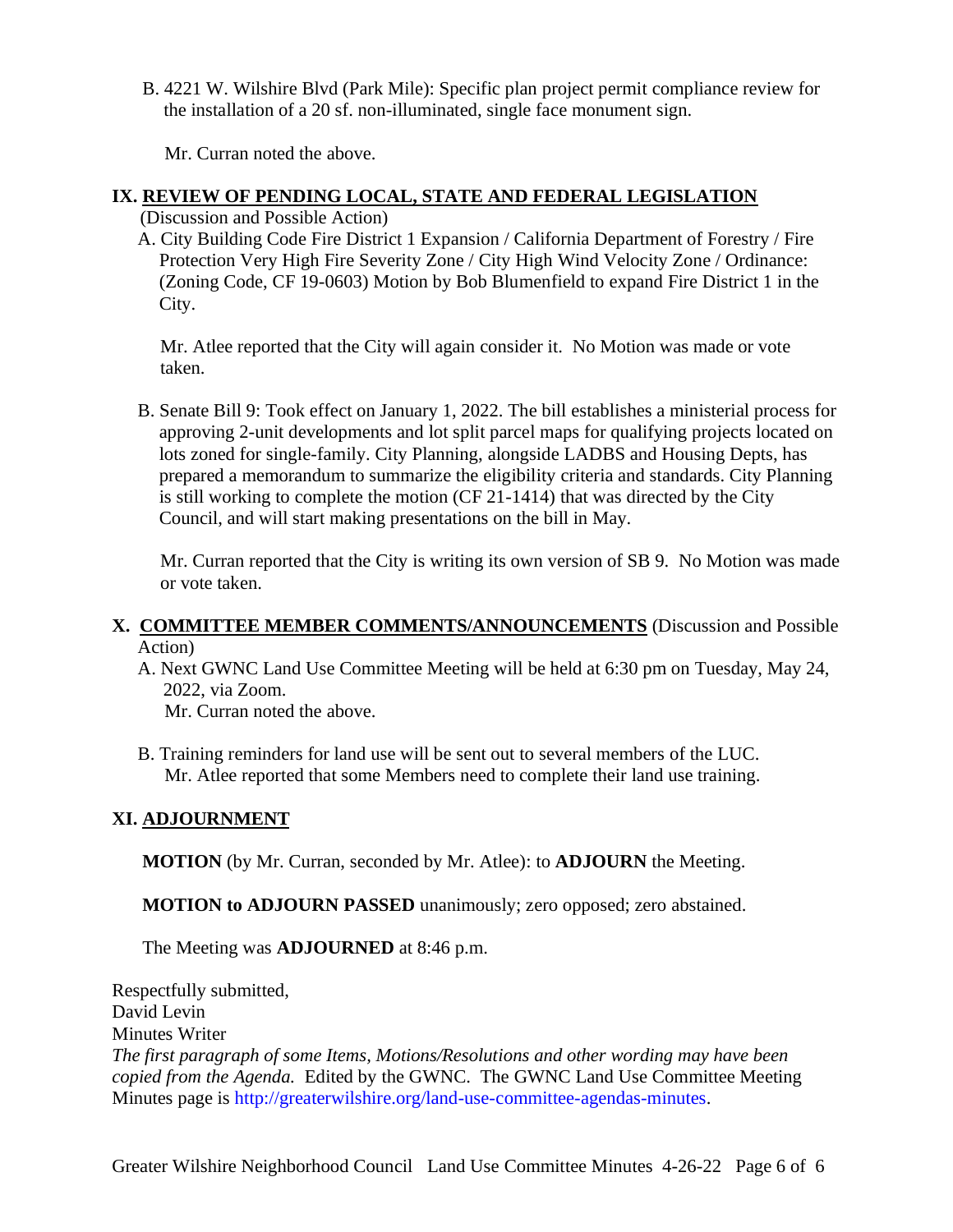B. 4221 W. Wilshire Blvd (Park Mile): Specific plan project permit compliance review for the installation of a 20 sf. non-illuminated, single face monument sign.

Mr. Curran noted the above.

## IX. REVIEW OF PENDING LOCAL, STATE AND FEDERAL LEGISLATION

(Discussion and Possible Action)

A. City Building Code Fire District 1 Expansion / California Department of Forestry / Fire Protection Very High Fire Severity Zone / City High Wind Velocity Zone / Ordinance: (Zoning Code, CF 19-0603) Motion by Bob Blumenfield to expand Fire District 1 in the City.

Mr. Atlee reported that the City will again consider it. No Motion was made or vote taken.

B. Senate Bill 9: Took effect on January 1, 2022. The bill establishes a ministerial process for approving 2-unit developments and lot split parcel maps for qualifying projects located on lots zoned for single-family. City Planning, alongside LADBS and Housing Depts, has prepared a memorandum to summarize the eligibility criteria and standards. City Planning is still working to complete the motion (CF 21-1414) that was directed by the City Council, and will start making presentations on the bill in May.

Mr. Curran reported that the City is writing its own version of SB 9. No Motion was made or vote taken.

## X. COMMITTEE MEMBER COMMENTS/ANNOUNCEMENTS (Discussion and Possible Action)

A. Next GWNC Land Use Committee Meeting will be held at 6:30 pm on Tuesday, May 24, 2022, via Zoom.
Mr. Curran noted the above.

B. Training reminders for land use will be sent out to several members of the LUC.
Mr. Atlee reported that some Members need to complete their land use training.

## XI. ADJOURNMENT

**MOTION** (by Mr. Curran, seconded by Mr. Atlee): to **ADJOURN** the Meeting.

**MOTION to ADJOURN PASSED** unanimously; zero opposed; zero abstained.

The Meeting was **ADJOURNED** at 8:46 p.m.

Respectfully submitted,
David Levin
Minutes Writer
*The first paragraph of some Items, Motions/Resolutions and other wording may have been copied from the Agenda.* Edited by the GWNC. The GWNC Land Use Committee Meeting Minutes page is http://greaterwilshire.org/land-use-committee-agendas-minutes.